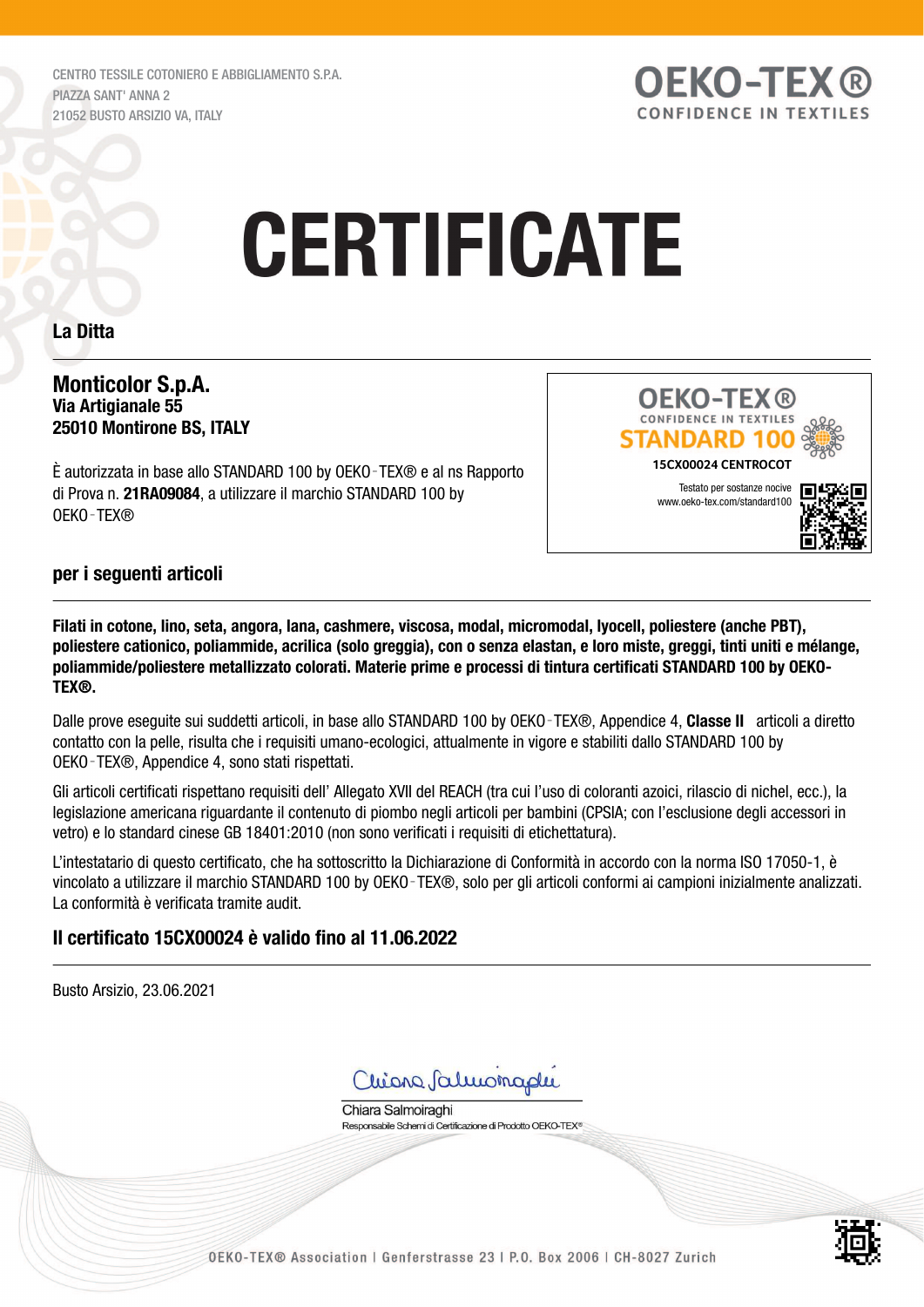CENTRO TESSILE COTONIERO E ABBIGLIAMENTO S.P.A.
PIAZZA SANT' ANNA 2
21052 BUSTO ARSIZIO VA, ITALY

OEKO-TEX®
CONFIDENCE IN TEXTILES

# CERTIFICATE

**La Ditta**

**Monticolor S.p.A.**
**Via Artigianale 55**
**25010 Montirone BS, ITALY**

È autorizzata in base allo STANDARD 100 by OEKO-TEX® e al ns Rapporto di Prova n. **21RA09084**, a utilizzare il marchio STANDARD 100 by OEKO-TEX®

OEKO-TEX®
CONFIDENCE IN TEXTILES
STANDARD 100
15CX00024 CENTROCOT
Testato per sostanze nocive
www.oeko-tex.com/standard100

**per i seguenti articoli**

**Filati in cotone, lino, seta, angora, lana, cashmere, viscosa, modal, micromodal, lyocell, poliestere (anche PBT), poliestere cationico, poliammide, acrilica (solo greggia), con o senza elastan, e loro miste, greggi, tinti uniti e mélange, poliammide/poliestere metallizzato colorati. Materie prime e processi di tintura certificati STANDARD 100 by OEKO-TEX®.**

Dalle prove eseguite sui suddetti articoli, in base allo STANDARD 100 by OEKO-TEX®, Appendice 4, **Classe II** articoli a diretto contatto con la pelle, risulta che i requisiti umano-ecologici, attualmente in vigore e stabiliti dallo STANDARD 100 by OEKO-TEX®, Appendice 4, sono stati rispettati.

Gli articoli certificati rispettano requisiti dell' Allegato XVII del REACH (tra cui l'uso di coloranti azoici, rilascio di nichel, ecc.), la legislazione americana riguardante il contenuto di piombo negli articoli per bambini (CPSIA; con l'esclusione degli accessori in vetro) e lo standard cinese GB 18401:2010 (non sono verificati i requisiti di etichettatura).

L'intestatario di questo certificato, che ha sottoscritto la Dichiarazione di Conformità in accordo con la norma ISO 17050-1, è vincolato a utilizzare il marchio STANDARD 100 by OEKO-TEX®, solo per gli articoli conformi ai campioni inizialmente analizzati. La conformità è verificata tramite audit.

## Il certificato 15CX00024 è valido fino al 11.06.2022

Busto Arsizio, 23.06.2021

Chiara Salmoiraghi
Responsabile Schemi di Certificazione di Prodotto OEKO-TEX®

OEKO-TEX® Association | Genferstrasse 23 | P.O. Box 2006 | CH-8027 Zurich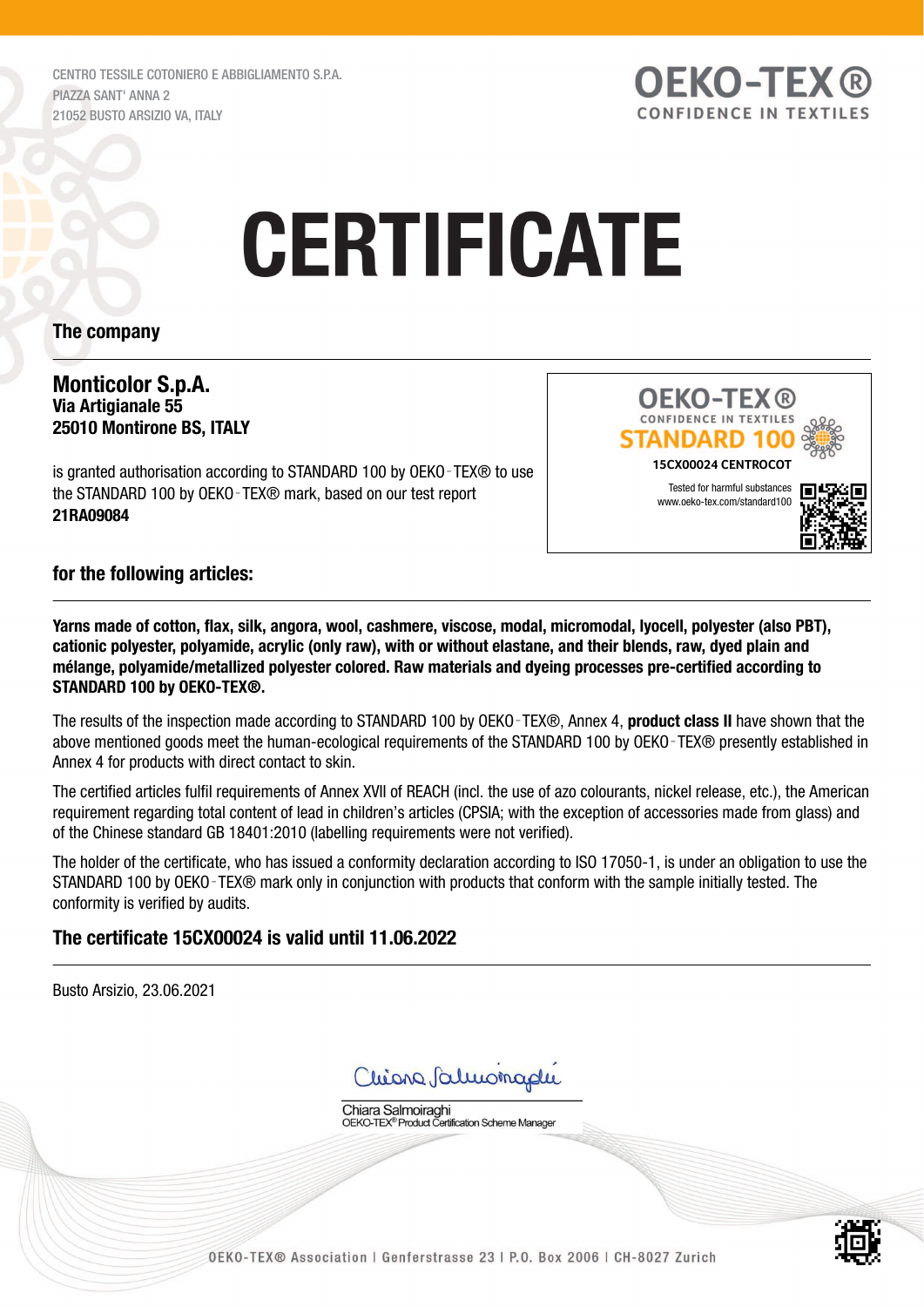CENTRO TESSILE COTONIERO E ABBIGLIAMENTO S.P.A.
PIAZZA SANT' ANNA 2
21052 BUSTO ARSIZIO VA, ITALY

OEKO-TEX®
CONFIDENCE IN TEXTILES

# CERTIFICATE

## The company

**Monticolor S.p.A.**
**Via Artigianale 55**
**25010 Montirone BS, ITALY**

is granted authorisation according to STANDARD 100 by OEKO-TEX® to use the STANDARD 100 by OEKO-TEX® mark, based on our test report **21RA09084**

OEKO-TEX®
CONFIDENCE IN TEXTILES
STANDARD 100
15CX00024 CENTROCOT
Tested for harmful substances
www.oeko-tex.com/standard100

## for the following articles:

**Yarns made of cotton, flax, silk, angora, wool, cashmere, viscose, modal, micromodal, lyocell, polyester (also PBT), cationic polyester, polyamide, acrylic (only raw), with or without elastane, and their blends, raw, dyed plain and mélange, polyamide/metallized polyester colored. Raw materials and dyeing processes pre-certified according to STANDARD 100 by OEKO-TEX®.**

The results of the inspection made according to STANDARD 100 by OEKO-TEX®, Annex 4, **product class II** have shown that the above mentioned goods meet the human-ecological requirements of the STANDARD 100 by OEKO-TEX® presently established in Annex 4 for products with direct contact to skin.

The certified articles fulfil requirements of Annex XVII of REACH (incl. the use of azo colourants, nickel release, etc.), the American requirement regarding total content of lead in children's articles (CPSIA; with the exception of accessories made from glass) and of the Chinese standard GB 18401:2010 (labelling requirements were not verified).

The holder of the certificate, who has issued a conformity declaration according to ISO 17050-1, is under an obligation to use the STANDARD 100 by OEKO-TEX® mark only in conjunction with products that conform with the sample initially tested. The conformity is verified by audits.

## The certificate 15CX00024 is valid until 11.06.2022

Busto Arsizio, 23.06.2021

Chiara Salmoiraghi
OEKO-TEX® Product Certification Scheme Manager

OEKO-TEX® Association | Genferstrasse 23 | P.O. Box 2006 | CH-8027 Zurich